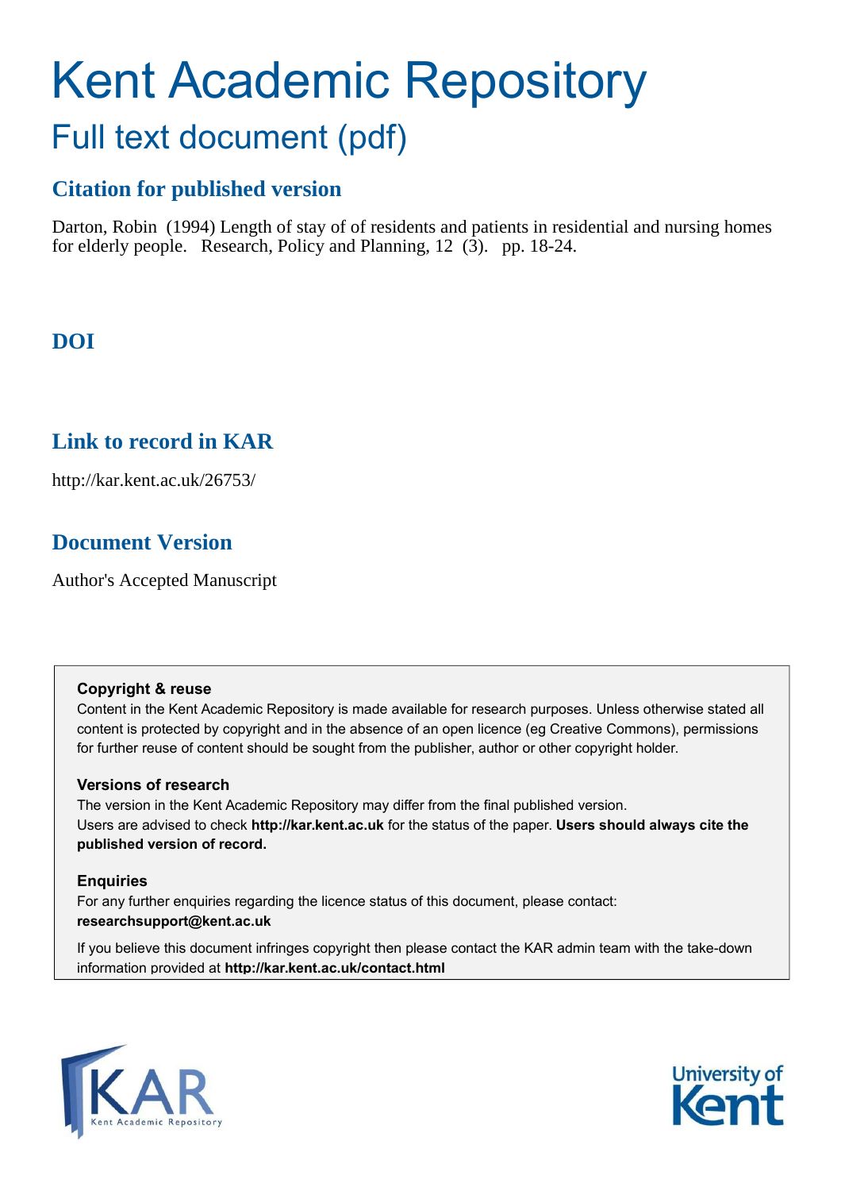# Kent Academic Repository

## Full text document (pdf)

### Citation for published version

Darton, Robin (1994) Length of stay of of residents and patients in residential and nursing homes for elderly people. Research, Policy and Planning, 12 (3). pp. 18-24.

### DOI

### Link to record in KAR

http://kar.kent.ac.uk/26753/

### Document Version

Author's Accepted Manuscript

**Copyright & reuse**

Content in the Kent Academic Repository is made available for research purposes. Unless otherwise stated all content is protected by copyright and in the absence of an open licence (eg Creative Commons), permissions for further reuse of content should be sought from the publisher, author or other copyright holder.

**Versions of research**

The version in the Kent Academic Repository may differ from the final published version. Users are advised to check **http://kar.kent.ac.uk** for the status of the paper. **Users should always cite the published version of record.**

**Enquiries**

For any further enquiries regarding the licence status of this document, please contact: **researchsupport@kent.ac.uk**

If you believe this document infringes copyright then please contact the KAR admin team with the take-down information provided at **http://kar.kent.ac.uk/contact.html**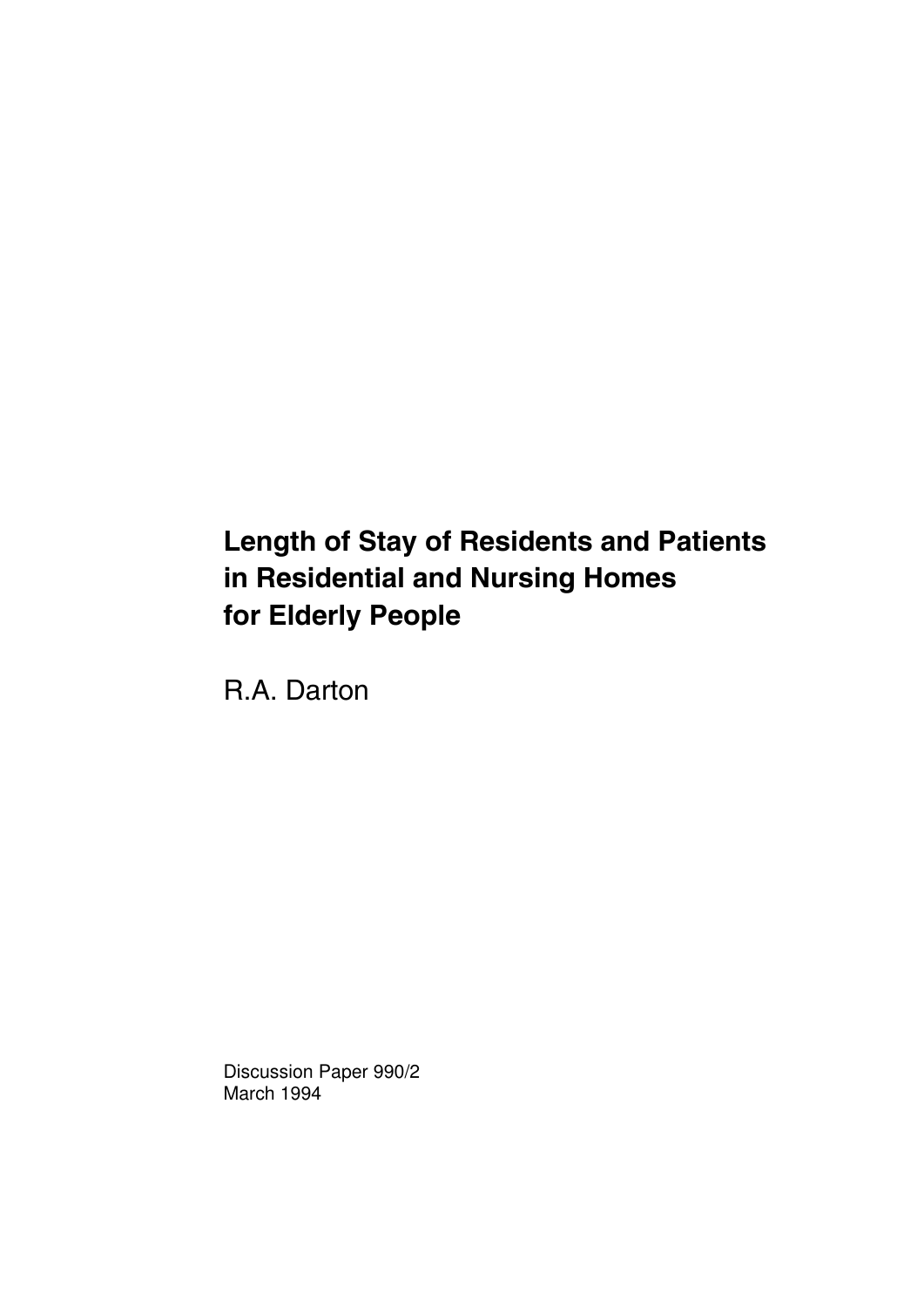# Length of Stay of Residents and Patients in Residential and Nursing Homes for Elderly People

R.A. Darton

Discussion Paper 990/2
March 1994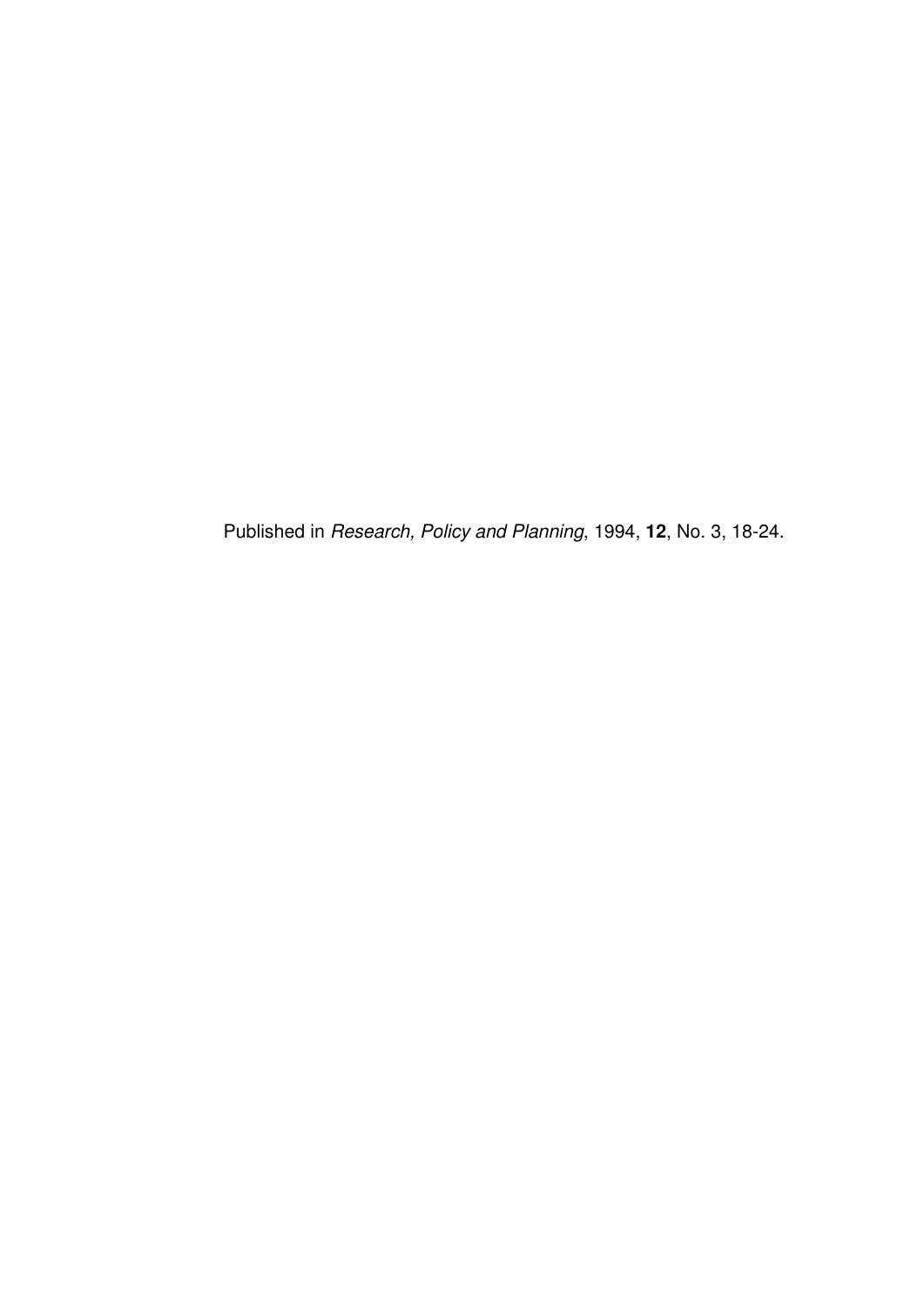Published in *Research, Policy and Planning*, 1994, **12**, No. 3, 18-24.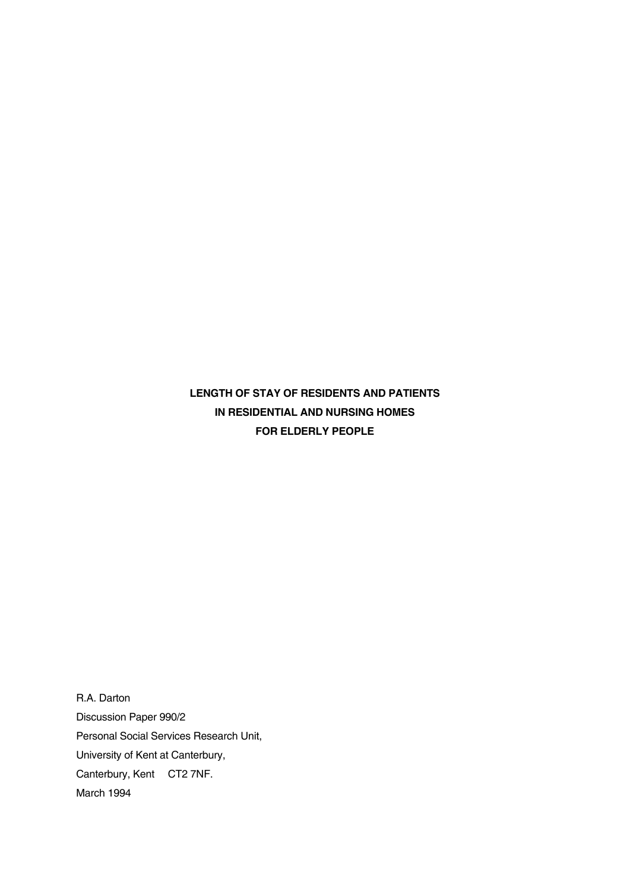**LENGTH OF STAY OF RESIDENTS AND PATIENTS**
**IN RESIDENTIAL AND NURSING HOMES**
**FOR ELDERLY PEOPLE**

R.A. Darton
Discussion Paper 990/2
Personal Social Services Research Unit,
University of Kent at Canterbury,
Canterbury, Kent CT2 7NF.
March 1994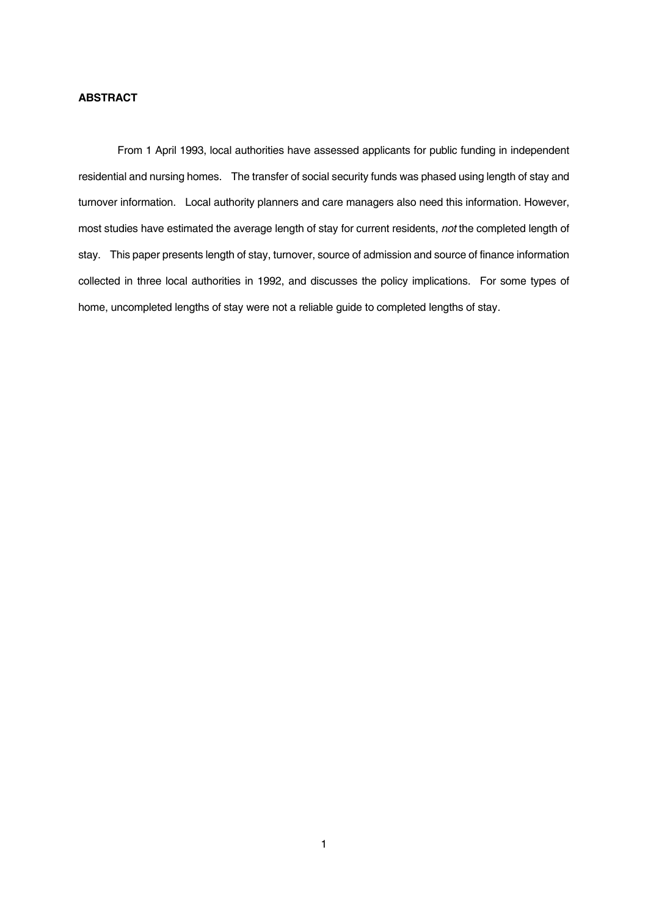**ABSTRACT**

From 1 April 1993, local authorities have assessed applicants for public funding in independent residential and nursing homes. The transfer of social security funds was phased using length of stay and turnover information. Local authority planners and care managers also need this information. However, most studies have estimated the average length of stay for current residents, *not* the completed length of stay. This paper presents length of stay, turnover, source of admission and source of finance information collected in three local authorities in 1992, and discusses the policy implications. For some types of home, uncompleted lengths of stay were not a reliable guide to completed lengths of stay.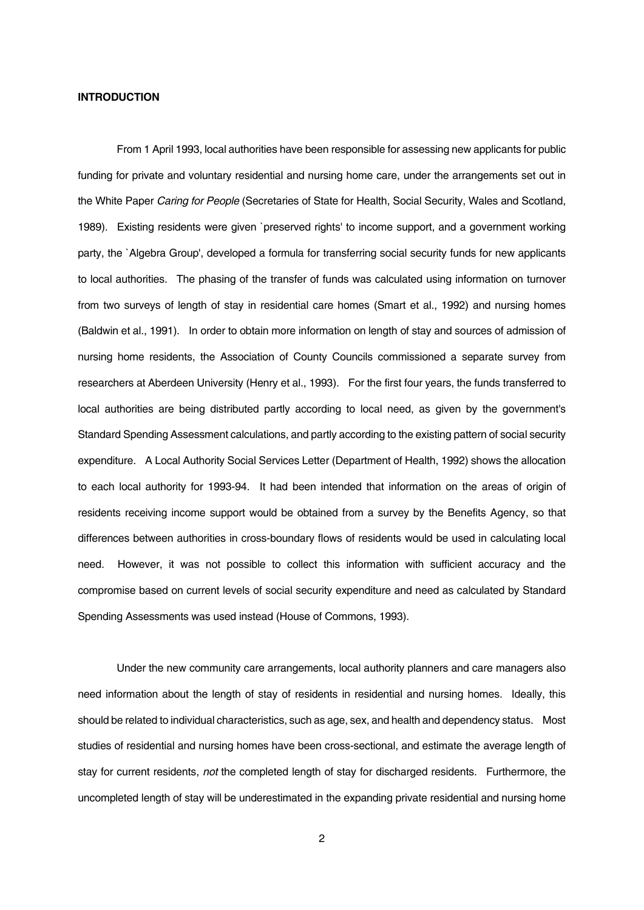## INTRODUCTION

From 1 April 1993, local authorities have been responsible for assessing new applicants for public funding for private and voluntary residential and nursing home care, under the arrangements set out in the White Paper *Caring for People* (Secretaries of State for Health, Social Security, Wales and Scotland, 1989). Existing residents were given `preserved rights' to income support, and a government working party, the `Algebra Group', developed a formula for transferring social security funds for new applicants to local authorities. The phasing of the transfer of funds was calculated using information on turnover from two surveys of length of stay in residential care homes (Smart et al., 1992) and nursing homes (Baldwin et al., 1991). In order to obtain more information on length of stay and sources of admission of nursing home residents, the Association of County Councils commissioned a separate survey from researchers at Aberdeen University (Henry et al., 1993). For the first four years, the funds transferred to local authorities are being distributed partly according to local need, as given by the government's Standard Spending Assessment calculations, and partly according to the existing pattern of social security expenditure. A Local Authority Social Services Letter (Department of Health, 1992) shows the allocation to each local authority for 1993-94. It had been intended that information on the areas of origin of residents receiving income support would be obtained from a survey by the Benefits Agency, so that differences between authorities in cross-boundary flows of residents would be used in calculating local need. However, it was not possible to collect this information with sufficient accuracy and the compromise based on current levels of social security expenditure and need as calculated by Standard Spending Assessments was used instead (House of Commons, 1993).

Under the new community care arrangements, local authority planners and care managers also need information about the length of stay of residents in residential and nursing homes. Ideally, this should be related to individual characteristics, such as age, sex, and health and dependency status. Most studies of residential and nursing homes have been cross-sectional, and estimate the average length of stay for current residents, *not* the completed length of stay for discharged residents. Furthermore, the uncompleted length of stay will be underestimated in the expanding private residential and nursing home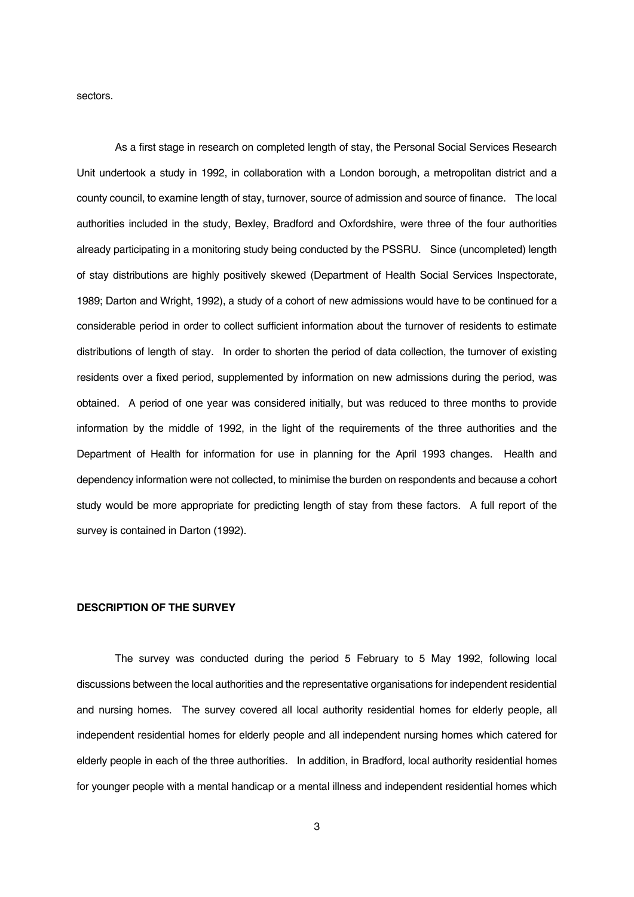sectors.

As a first stage in research on completed length of stay, the Personal Social Services Research Unit undertook a study in 1992, in collaboration with a London borough, a metropolitan district and a county council, to examine length of stay, turnover, source of admission and source of finance. The local authorities included in the study, Bexley, Bradford and Oxfordshire, were three of the four authorities already participating in a monitoring study being conducted by the PSSRU. Since (uncompleted) length of stay distributions are highly positively skewed (Department of Health Social Services Inspectorate, 1989; Darton and Wright, 1992), a study of a cohort of new admissions would have to be continued for a considerable period in order to collect sufficient information about the turnover of residents to estimate distributions of length of stay. In order to shorten the period of data collection, the turnover of existing residents over a fixed period, supplemented by information on new admissions during the period, was obtained. A period of one year was considered initially, but was reduced to three months to provide information by the middle of 1992, in the light of the requirements of the three authorities and the Department of Health for information for use in planning for the April 1993 changes. Health and dependency information were not collected, to minimise the burden on respondents and because a cohort study would be more appropriate for predicting length of stay from these factors. A full report of the survey is contained in Darton (1992).

## DESCRIPTION OF THE SURVEY

The survey was conducted during the period 5 February to 5 May 1992, following local discussions between the local authorities and the representative organisations for independent residential and nursing homes. The survey covered all local authority residential homes for elderly people, all independent residential homes for elderly people and all independent nursing homes which catered for elderly people in each of the three authorities. In addition, in Bradford, local authority residential homes for younger people with a mental handicap or a mental illness and independent residential homes which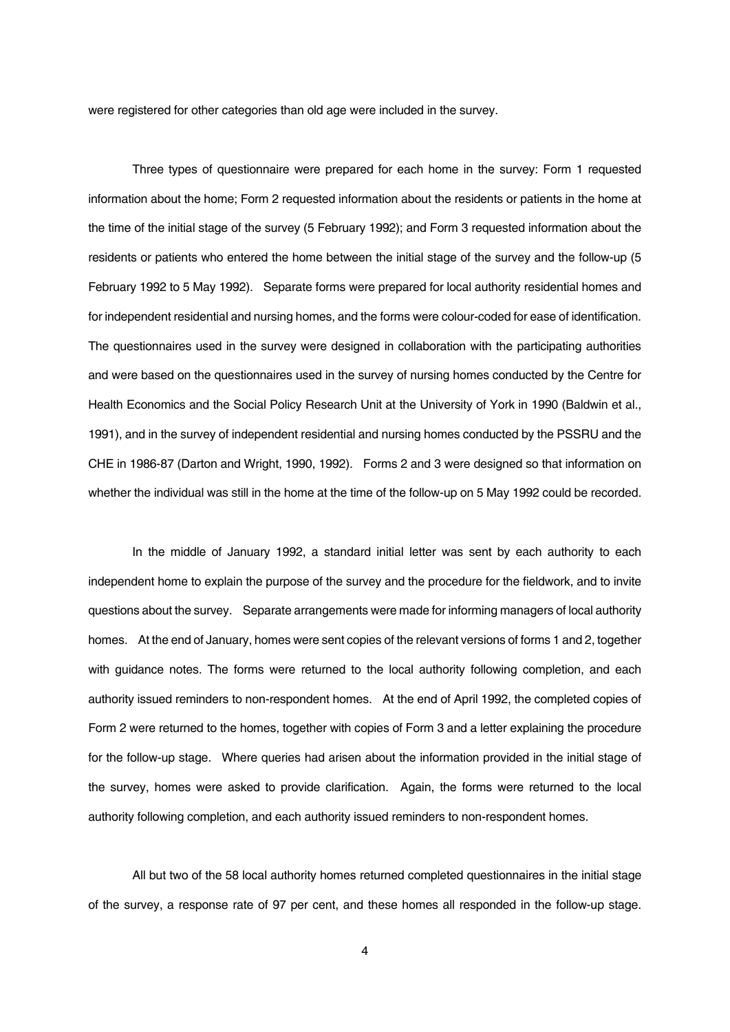were registered for other categories than old age were included in the survey.

Three types of questionnaire were prepared for each home in the survey: Form 1 requested information about the home; Form 2 requested information about the residents or patients in the home at the time of the initial stage of the survey (5 February 1992); and Form 3 requested information about the residents or patients who entered the home between the initial stage of the survey and the follow-up (5 February 1992 to 5 May 1992). Separate forms were prepared for local authority residential homes and for independent residential and nursing homes, and the forms were colour-coded for ease of identification. The questionnaires used in the survey were designed in collaboration with the participating authorities and were based on the questionnaires used in the survey of nursing homes conducted by the Centre for Health Economics and the Social Policy Research Unit at the University of York in 1990 (Baldwin et al., 1991), and in the survey of independent residential and nursing homes conducted by the PSSRU and the CHE in 1986-87 (Darton and Wright, 1990, 1992). Forms 2 and 3 were designed so that information on whether the individual was still in the home at the time of the follow-up on 5 May 1992 could be recorded.

In the middle of January 1992, a standard initial letter was sent by each authority to each independent home to explain the purpose of the survey and the procedure for the fieldwork, and to invite questions about the survey. Separate arrangements were made for informing managers of local authority homes. At the end of January, homes were sent copies of the relevant versions of forms 1 and 2, together with guidance notes. The forms were returned to the local authority following completion, and each authority issued reminders to non-respondent homes. At the end of April 1992, the completed copies of Form 2 were returned to the homes, together with copies of Form 3 and a letter explaining the procedure for the follow-up stage. Where queries had arisen about the information provided in the initial stage of the survey, homes were asked to provide clarification. Again, the forms were returned to the local authority following completion, and each authority issued reminders to non-respondent homes.

All but two of the 58 local authority homes returned completed questionnaires in the initial stage of the survey, a response rate of 97 per cent, and these homes all responded in the follow-up stage.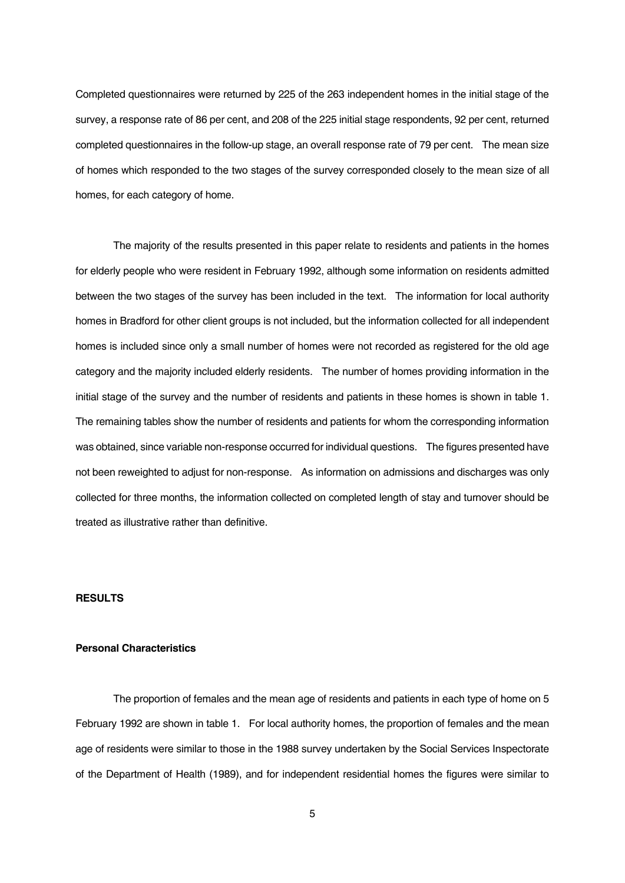Completed questionnaires were returned by 225 of the 263 independent homes in the initial stage of the survey, a response rate of 86 per cent, and 208 of the 225 initial stage respondents, 92 per cent, returned completed questionnaires in the follow-up stage, an overall response rate of 79 per cent. The mean size of homes which responded to the two stages of the survey corresponded closely to the mean size of all homes, for each category of home.

The majority of the results presented in this paper relate to residents and patients in the homes for elderly people who were resident in February 1992, although some information on residents admitted between the two stages of the survey has been included in the text. The information for local authority homes in Bradford for other client groups is not included, but the information collected for all independent homes is included since only a small number of homes were not recorded as registered for the old age category and the majority included elderly residents. The number of homes providing information in the initial stage of the survey and the number of residents and patients in these homes is shown in table 1. The remaining tables show the number of residents and patients for whom the corresponding information was obtained, since variable non-response occurred for individual questions. The figures presented have not been reweighted to adjust for non-response. As information on admissions and discharges was only collected for three months, the information collected on completed length of stay and turnover should be treated as illustrative rather than definitive.

## RESULTS

### Personal Characteristics

The proportion of females and the mean age of residents and patients in each type of home on 5 February 1992 are shown in table 1. For local authority homes, the proportion of females and the mean age of residents were similar to those in the 1988 survey undertaken by the Social Services Inspectorate of the Department of Health (1989), and for independent residential homes the figures were similar to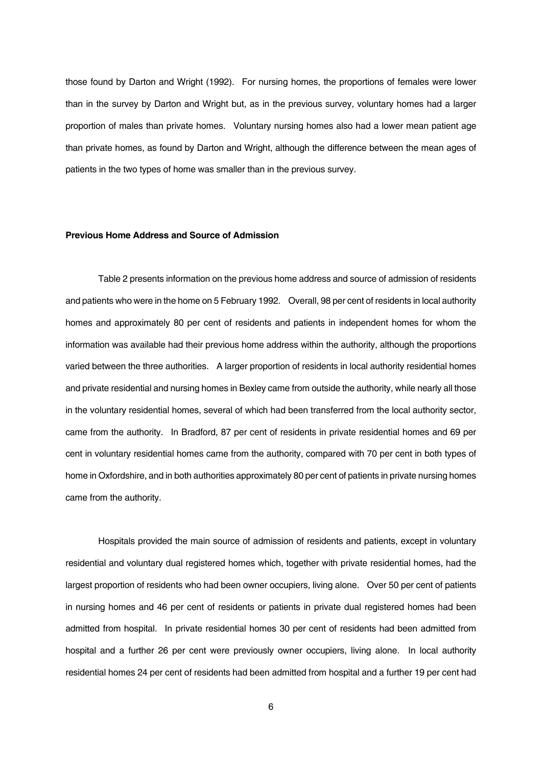those found by Darton and Wright (1992). For nursing homes, the proportions of females were lower than in the survey by Darton and Wright but, as in the previous survey, voluntary homes had a larger proportion of males than private homes. Voluntary nursing homes also had a lower mean patient age than private homes, as found by Darton and Wright, although the difference between the mean ages of patients in the two types of home was smaller than in the previous survey.

**Previous Home Address and Source of Admission**

Table 2 presents information on the previous home address and source of admission of residents and patients who were in the home on 5 February 1992. Overall, 98 per cent of residents in local authority homes and approximately 80 per cent of residents and patients in independent homes for whom the information was available had their previous home address within the authority, although the proportions varied between the three authorities. A larger proportion of residents in local authority residential homes and private residential and nursing homes in Bexley came from outside the authority, while nearly all those in the voluntary residential homes, several of which had been transferred from the local authority sector, came from the authority. In Bradford, 87 per cent of residents in private residential homes and 69 per cent in voluntary residential homes came from the authority, compared with 70 per cent in both types of home in Oxfordshire, and in both authorities approximately 80 per cent of patients in private nursing homes came from the authority.

Hospitals provided the main source of admission of residents and patients, except in voluntary residential and voluntary dual registered homes which, together with private residential homes, had the largest proportion of residents who had been owner occupiers, living alone. Over 50 per cent of patients in nursing homes and 46 per cent of residents or patients in private dual registered homes had been admitted from hospital. In private residential homes 30 per cent of residents had been admitted from hospital and a further 26 per cent were previously owner occupiers, living alone. In local authority residential homes 24 per cent of residents had been admitted from hospital and a further 19 per cent had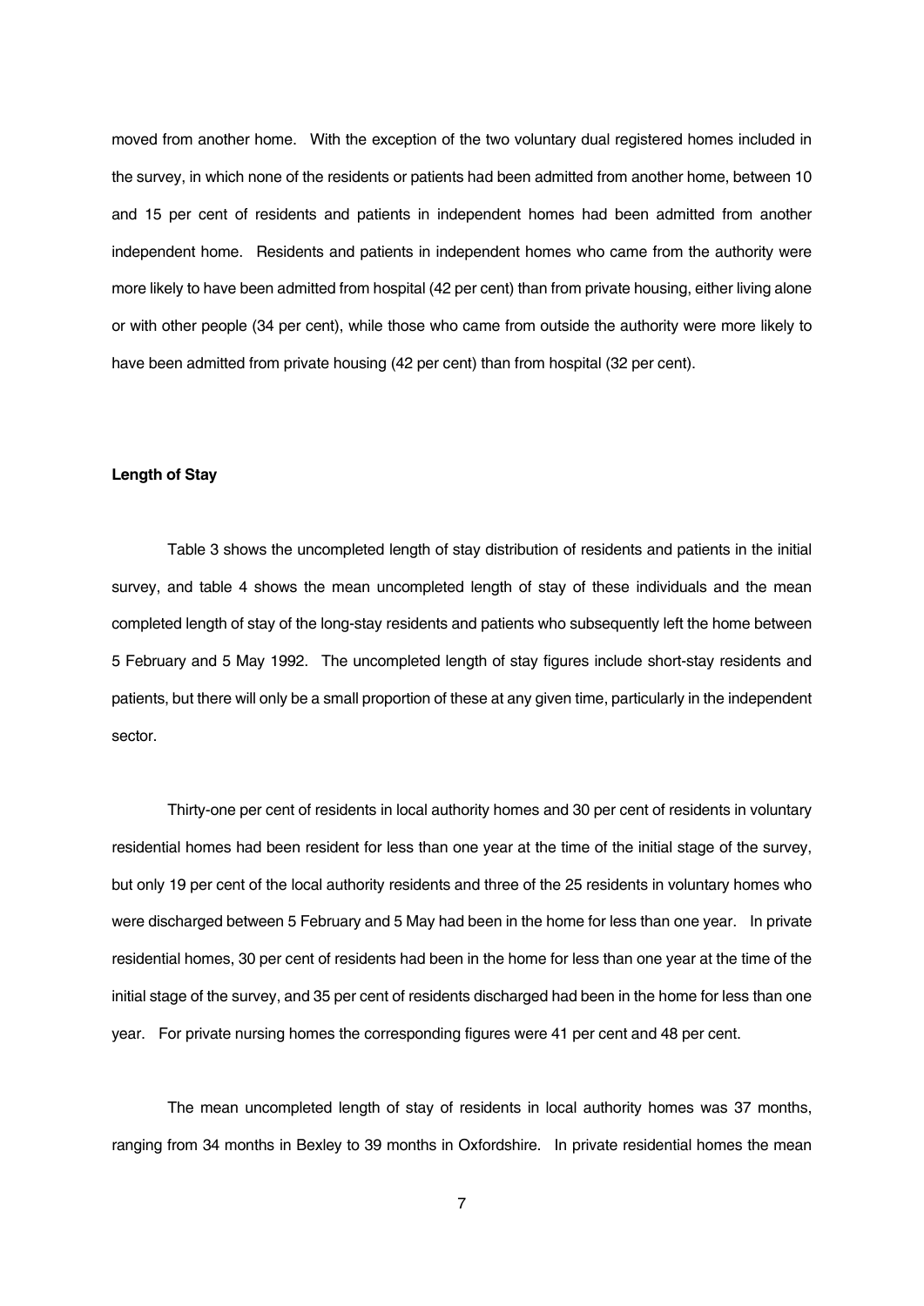moved from another home. With the exception of the two voluntary dual registered homes included in the survey, in which none of the residents or patients had been admitted from another home, between 10 and 15 per cent of residents and patients in independent homes had been admitted from another independent home. Residents and patients in independent homes who came from the authority were more likely to have been admitted from hospital (42 per cent) than from private housing, either living alone or with other people (34 per cent), while those who came from outside the authority were more likely to have been admitted from private housing (42 per cent) than from hospital (32 per cent).

**Length of Stay**

Table 3 shows the uncompleted length of stay distribution of residents and patients in the initial survey, and table 4 shows the mean uncompleted length of stay of these individuals and the mean completed length of stay of the long-stay residents and patients who subsequently left the home between 5 February and 5 May 1992. The uncompleted length of stay figures include short-stay residents and patients, but there will only be a small proportion of these at any given time, particularly in the independent sector.

Thirty-one per cent of residents in local authority homes and 30 per cent of residents in voluntary residential homes had been resident for less than one year at the time of the initial stage of the survey, but only 19 per cent of the local authority residents and three of the 25 residents in voluntary homes who were discharged between 5 February and 5 May had been in the home for less than one year. In private residential homes, 30 per cent of residents had been in the home for less than one year at the time of the initial stage of the survey, and 35 per cent of residents discharged had been in the home for less than one year. For private nursing homes the corresponding figures were 41 per cent and 48 per cent.

The mean uncompleted length of stay of residents in local authority homes was 37 months, ranging from 34 months in Bexley to 39 months in Oxfordshire. In private residential homes the mean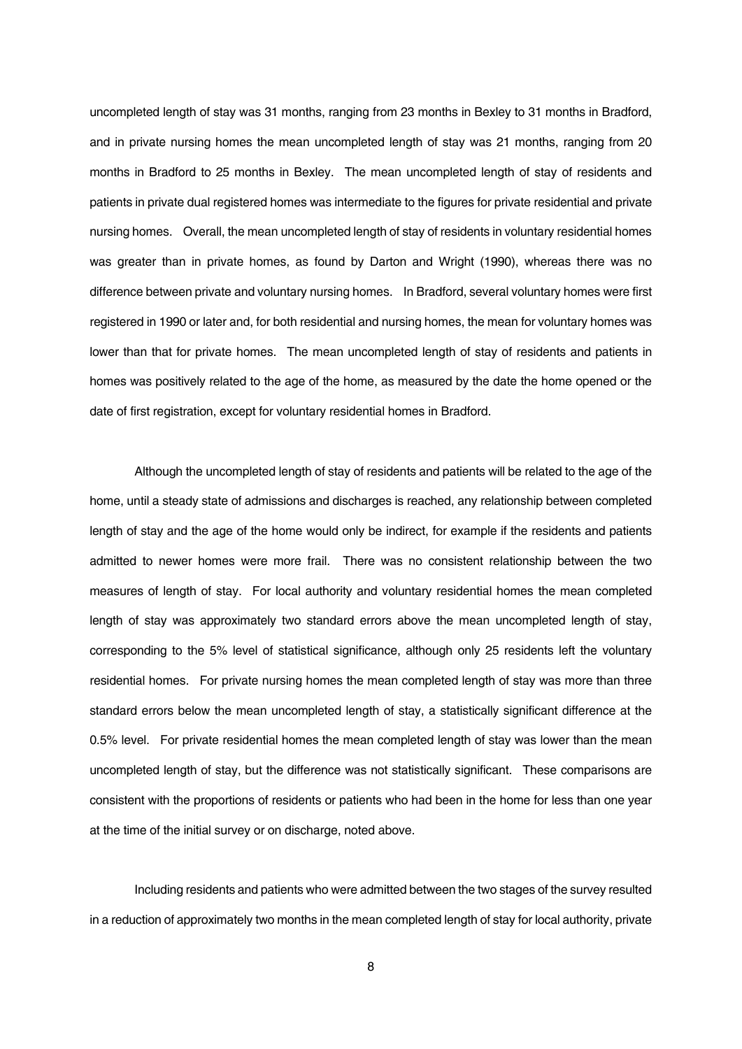uncompleted length of stay was 31 months, ranging from 23 months in Bexley to 31 months in Bradford, and in private nursing homes the mean uncompleted length of stay was 21 months, ranging from 20 months in Bradford to 25 months in Bexley. The mean uncompleted length of stay of residents and patients in private dual registered homes was intermediate to the figures for private residential and private nursing homes. Overall, the mean uncompleted length of stay of residents in voluntary residential homes was greater than in private homes, as found by Darton and Wright (1990), whereas there was no difference between private and voluntary nursing homes. In Bradford, several voluntary homes were first registered in 1990 or later and, for both residential and nursing homes, the mean for voluntary homes was lower than that for private homes. The mean uncompleted length of stay of residents and patients in homes was positively related to the age of the home, as measured by the date the home opened or the date of first registration, except for voluntary residential homes in Bradford.

Although the uncompleted length of stay of residents and patients will be related to the age of the home, until a steady state of admissions and discharges is reached, any relationship between completed length of stay and the age of the home would only be indirect, for example if the residents and patients admitted to newer homes were more frail. There was no consistent relationship between the two measures of length of stay. For local authority and voluntary residential homes the mean completed length of stay was approximately two standard errors above the mean uncompleted length of stay, corresponding to the 5% level of statistical significance, although only 25 residents left the voluntary residential homes. For private nursing homes the mean completed length of stay was more than three standard errors below the mean uncompleted length of stay, a statistically significant difference at the 0.5% level. For private residential homes the mean completed length of stay was lower than the mean uncompleted length of stay, but the difference was not statistically significant. These comparisons are consistent with the proportions of residents or patients who had been in the home for less than one year at the time of the initial survey or on discharge, noted above.

Including residents and patients who were admitted between the two stages of the survey resulted in a reduction of approximately two months in the mean completed length of stay for local authority, private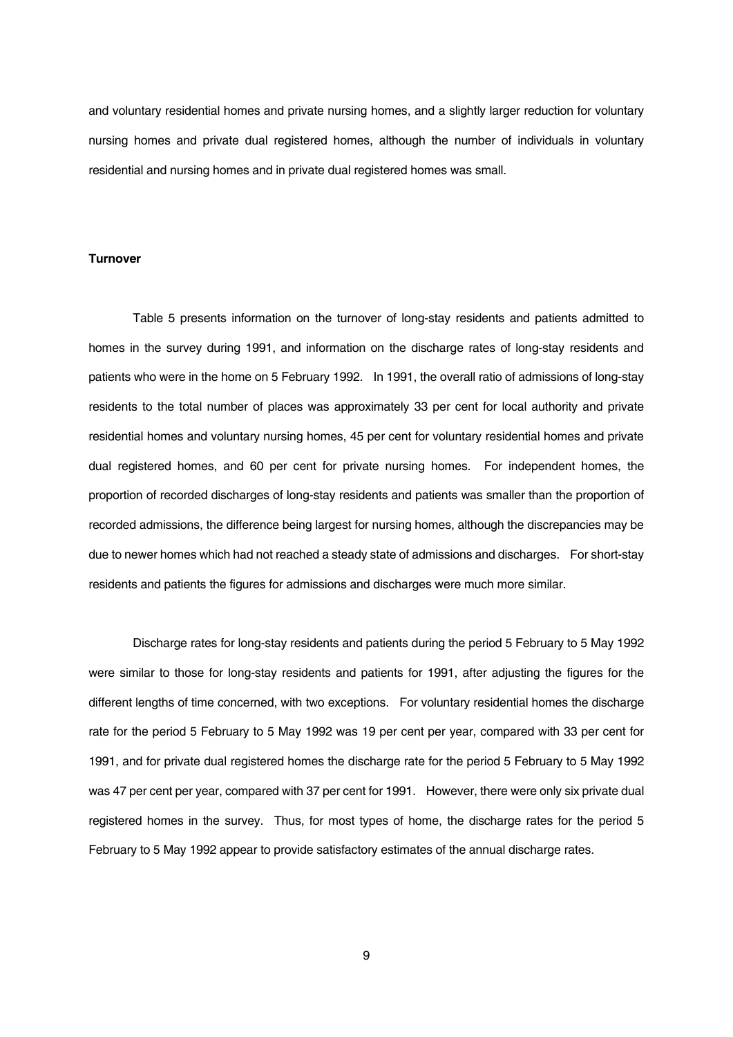and voluntary residential homes and private nursing homes, and a slightly larger reduction for voluntary nursing homes and private dual registered homes, although the number of individuals in voluntary residential and nursing homes and in private dual registered homes was small.

**Turnover**

Table 5 presents information on the turnover of long-stay residents and patients admitted to homes in the survey during 1991, and information on the discharge rates of long-stay residents and patients who were in the home on 5 February 1992. In 1991, the overall ratio of admissions of long-stay residents to the total number of places was approximately 33 per cent for local authority and private residential homes and voluntary nursing homes, 45 per cent for voluntary residential homes and private dual registered homes, and 60 per cent for private nursing homes. For independent homes, the proportion of recorded discharges of long-stay residents and patients was smaller than the proportion of recorded admissions, the difference being largest for nursing homes, although the discrepancies may be due to newer homes which had not reached a steady state of admissions and discharges. For short-stay residents and patients the figures for admissions and discharges were much more similar.

Discharge rates for long-stay residents and patients during the period 5 February to 5 May 1992 were similar to those for long-stay residents and patients for 1991, after adjusting the figures for the different lengths of time concerned, with two exceptions. For voluntary residential homes the discharge rate for the period 5 February to 5 May 1992 was 19 per cent per year, compared with 33 per cent for 1991, and for private dual registered homes the discharge rate for the period 5 February to 5 May 1992 was 47 per cent per year, compared with 37 per cent for 1991. However, there were only six private dual registered homes in the survey. Thus, for most types of home, the discharge rates for the period 5 February to 5 May 1992 appear to provide satisfactory estimates of the annual discharge rates.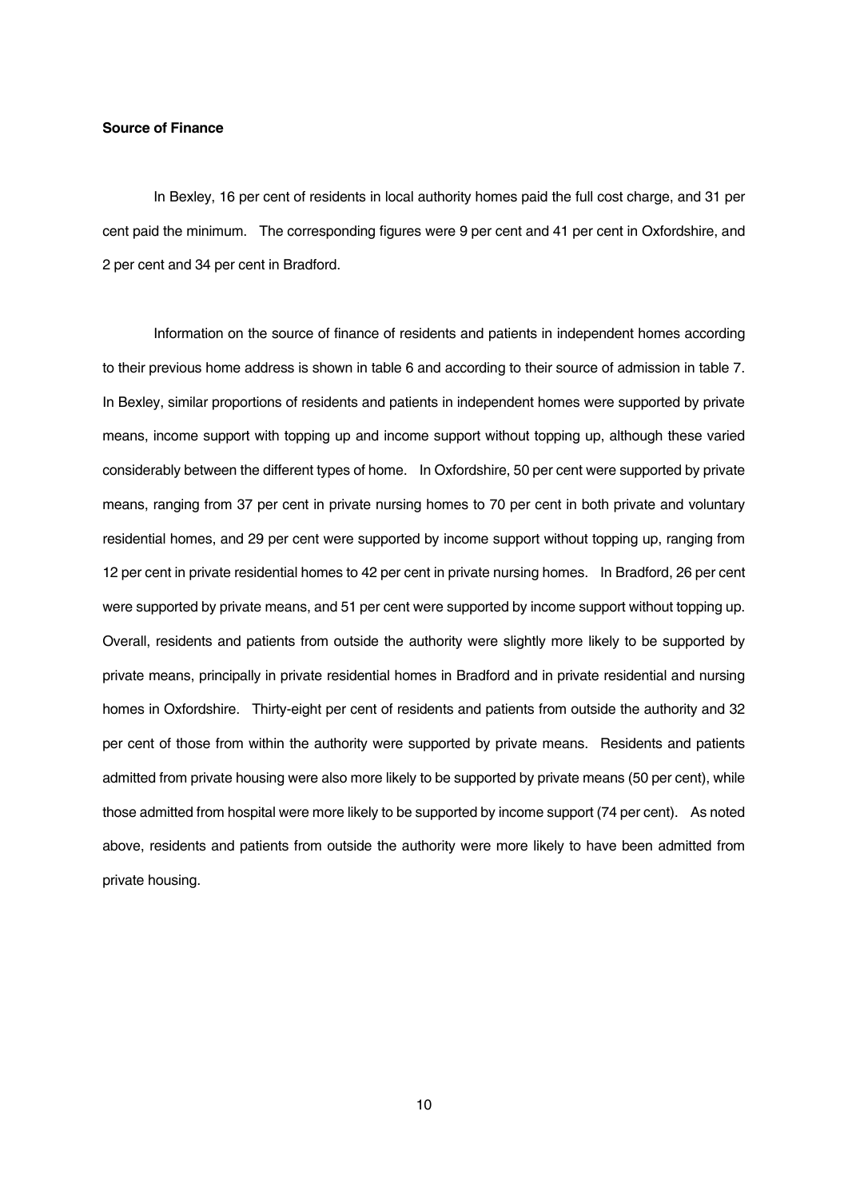**Source of Finance**

In Bexley, 16 per cent of residents in local authority homes paid the full cost charge, and 31 per cent paid the minimum. The corresponding figures were 9 per cent and 41 per cent in Oxfordshire, and 2 per cent and 34 per cent in Bradford.

Information on the source of finance of residents and patients in independent homes according to their previous home address is shown in table 6 and according to their source of admission in table 7. In Bexley, similar proportions of residents and patients in independent homes were supported by private means, income support with topping up and income support without topping up, although these varied considerably between the different types of home. In Oxfordshire, 50 per cent were supported by private means, ranging from 37 per cent in private nursing homes to 70 per cent in both private and voluntary residential homes, and 29 per cent were supported by income support without topping up, ranging from 12 per cent in private residential homes to 42 per cent in private nursing homes. In Bradford, 26 per cent were supported by private means, and 51 per cent were supported by income support without topping up. Overall, residents and patients from outside the authority were slightly more likely to be supported by private means, principally in private residential homes in Bradford and in private residential and nursing homes in Oxfordshire. Thirty-eight per cent of residents and patients from outside the authority and 32 per cent of those from within the authority were supported by private means. Residents and patients admitted from private housing were also more likely to be supported by private means (50 per cent), while those admitted from hospital were more likely to be supported by income support (74 per cent). As noted above, residents and patients from outside the authority were more likely to have been admitted from private housing.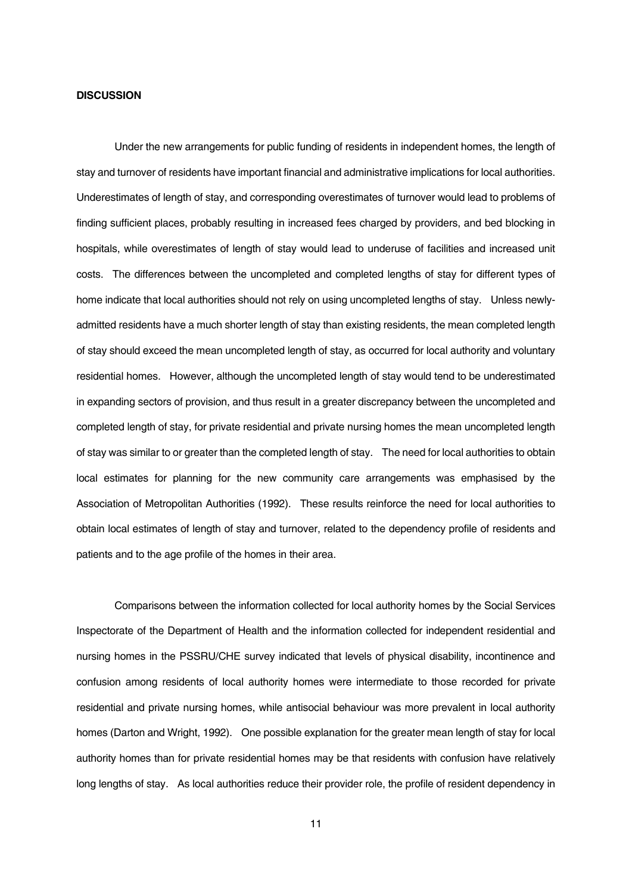**DISCUSSION**

Under the new arrangements for public funding of residents in independent homes, the length of stay and turnover of residents have important financial and administrative implications for local authorities. Underestimates of length of stay, and corresponding overestimates of turnover would lead to problems of finding sufficient places, probably resulting in increased fees charged by providers, and bed blocking in hospitals, while overestimates of length of stay would lead to underuse of facilities and increased unit costs. The differences between the uncompleted and completed lengths of stay for different types of home indicate that local authorities should not rely on using uncompleted lengths of stay. Unless newly-admitted residents have a much shorter length of stay than existing residents, the mean completed length of stay should exceed the mean uncompleted length of stay, as occurred for local authority and voluntary residential homes. However, although the uncompleted length of stay would tend to be underestimated in expanding sectors of provision, and thus result in a greater discrepancy between the uncompleted and completed length of stay, for private residential and private nursing homes the mean uncompleted length of stay was similar to or greater than the completed length of stay. The need for local authorities to obtain local estimates for planning for the new community care arrangements was emphasised by the Association of Metropolitan Authorities (1992). These results reinforce the need for local authorities to obtain local estimates of length of stay and turnover, related to the dependency profile of residents and patients and to the age profile of the homes in their area.

Comparisons between the information collected for local authority homes by the Social Services Inspectorate of the Department of Health and the information collected for independent residential and nursing homes in the PSSRU/CHE survey indicated that levels of physical disability, incontinence and confusion among residents of local authority homes were intermediate to those recorded for private residential and private nursing homes, while antisocial behaviour was more prevalent in local authority homes (Darton and Wright, 1992). One possible explanation for the greater mean length of stay for local authority homes than for private residential homes may be that residents with confusion have relatively long lengths of stay. As local authorities reduce their provider role, the profile of resident dependency in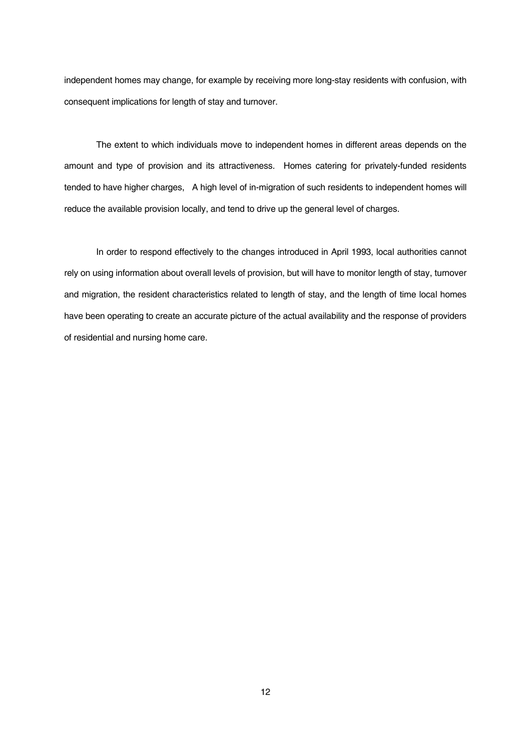independent homes may change, for example by receiving more long-stay residents with confusion, with consequent implications for length of stay and turnover.

The extent to which individuals move to independent homes in different areas depends on the amount and type of provision and its attractiveness. Homes catering for privately-funded residents tended to have higher charges, A high level of in-migration of such residents to independent homes will reduce the available provision locally, and tend to drive up the general level of charges.

In order to respond effectively to the changes introduced in April 1993, local authorities cannot rely on using information about overall levels of provision, but will have to monitor length of stay, turnover and migration, the resident characteristics related to length of stay, and the length of time local homes have been operating to create an accurate picture of the actual availability and the response of providers of residential and nursing home care.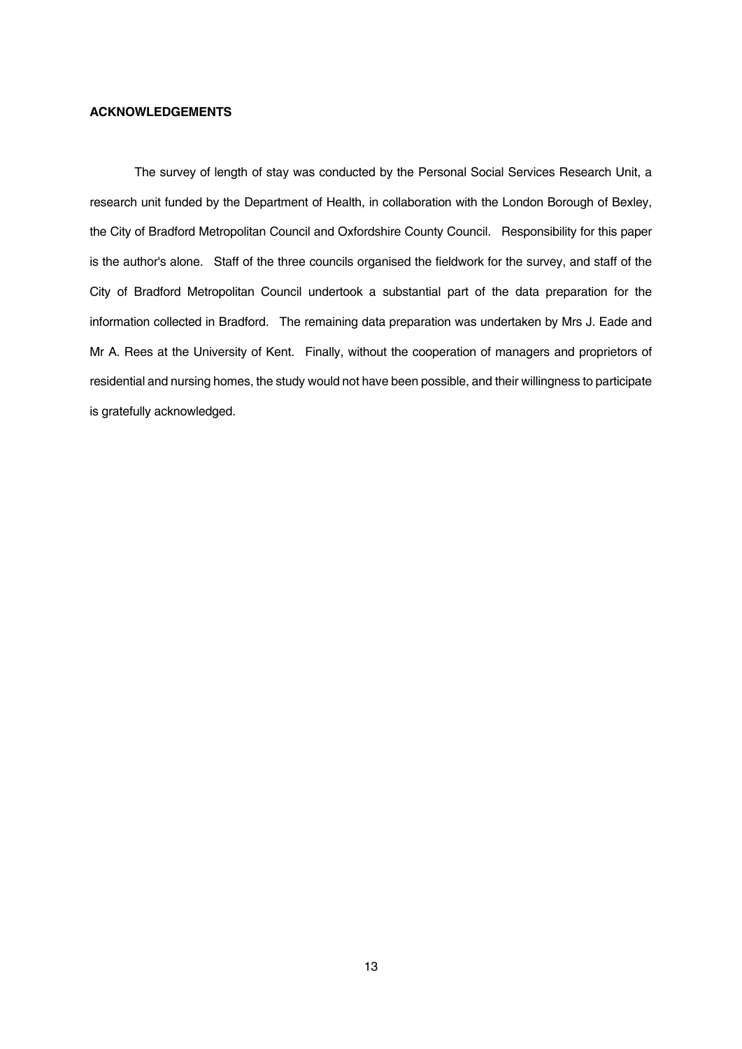**ACKNOWLEDGEMENTS**

The survey of length of stay was conducted by the Personal Social Services Research Unit, a research unit funded by the Department of Health, in collaboration with the London Borough of Bexley, the City of Bradford Metropolitan Council and Oxfordshire County Council. Responsibility for this paper is the author's alone. Staff of the three councils organised the fieldwork for the survey, and staff of the City of Bradford Metropolitan Council undertook a substantial part of the data preparation for the information collected in Bradford. The remaining data preparation was undertaken by Mrs J. Eade and Mr A. Rees at the University of Kent. Finally, without the cooperation of managers and proprietors of residential and nursing homes, the study would not have been possible, and their willingness to participate is gratefully acknowledged.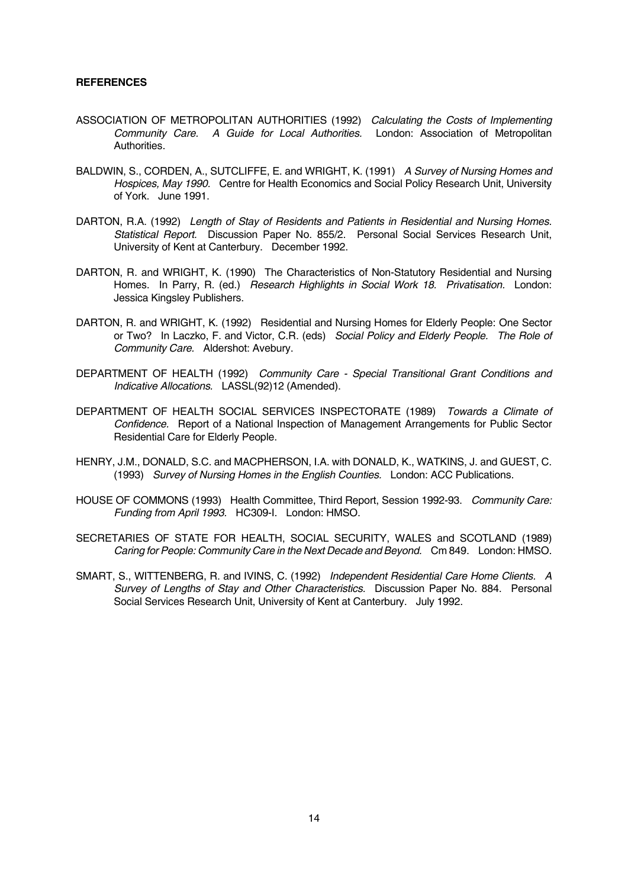**REFERENCES**

ASSOCIATION OF METROPOLITAN AUTHORITIES (1992) *Calculating the Costs of Implementing Community Care. A Guide for Local Authorities*. London: Association of Metropolitan Authorities.

BALDWIN, S., CORDEN, A., SUTCLIFFE, E. and WRIGHT, K. (1991) *A Survey of Nursing Homes and Hospices, May 1990*. Centre for Health Economics and Social Policy Research Unit, University of York. June 1991.

DARTON, R.A. (1992) *Length of Stay of Residents and Patients in Residential and Nursing Homes. Statistical Report*. Discussion Paper No. 855/2. Personal Social Services Research Unit, University of Kent at Canterbury. December 1992.

DARTON, R. and WRIGHT, K. (1990) The Characteristics of Non-Statutory Residential and Nursing Homes. In Parry, R. (ed.) *Research Highlights in Social Work 18. Privatisation*. London: Jessica Kingsley Publishers.

DARTON, R. and WRIGHT, K. (1992) Residential and Nursing Homes for Elderly People: One Sector or Two? In Laczko, F. and Victor, C.R. (eds) *Social Policy and Elderly People. The Role of Community Care*. Aldershot: Avebury.

DEPARTMENT OF HEALTH (1992) *Community Care - Special Transitional Grant Conditions and Indicative Allocations*. LASSL(92)12 (Amended).

DEPARTMENT OF HEALTH SOCIAL SERVICES INSPECTORATE (1989) *Towards a Climate of Confidence*. Report of a National Inspection of Management Arrangements for Public Sector Residential Care for Elderly People.

HENRY, J.M., DONALD, S.C. and MACPHERSON, I.A. with DONALD, K., WATKINS, J. and GUEST, C. (1993) *Survey of Nursing Homes in the English Counties*. London: ACC Publications.

HOUSE OF COMMONS (1993) Health Committee, Third Report, Session 1992-93. *Community Care: Funding from April 1993*. HC309-I. London: HMSO.

SECRETARIES OF STATE FOR HEALTH, SOCIAL SECURITY, WALES and SCOTLAND (1989) *Caring for People: Community Care in the Next Decade and Beyond*. Cm 849. London: HMSO.

SMART, S., WITTENBERG, R. and IVINS, C. (1992) *Independent Residential Care Home Clients. A Survey of Lengths of Stay and Other Characteristics*. Discussion Paper No. 884. Personal Social Services Research Unit, University of Kent at Canterbury. July 1992.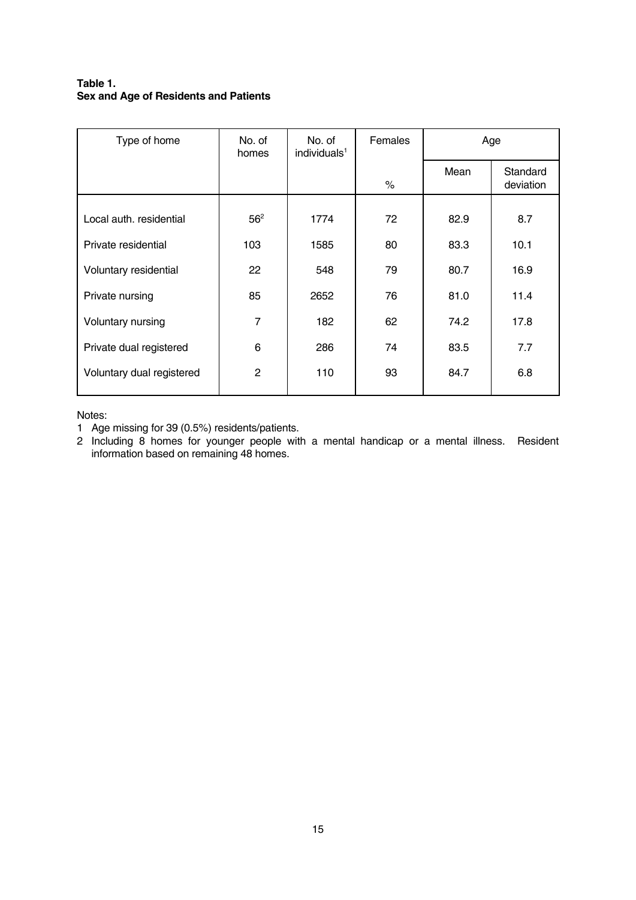**Table 1.**
**Sex and Age of Residents and Patients**

| Type of home | No. of homes | No. of individuals[1] | Females | Age | |
|---|---|---|---|---|---|
| | | | % | Mean | Standard deviation |
| Local auth. residential | 56[2] | 1774 | 72 | 82.9 | 8.7 |
| Private residential | 103 | 1585 | 80 | 83.3 | 10.1 |
| Voluntary residential | 22 | 548 | 79 | 80.7 | 16.9 |
| Private nursing | 85 | 2652 | 76 | 81.0 | 11.4 |
| Voluntary nursing | 7 | 182 | 62 | 74.2 | 17.8 |
| Private dual registered | 6 | 286 | 74 | 83.5 | 7.7 |
| Voluntary dual registered | 2 | 110 | 93 | 84.7 | 6.8 |

Notes:

1 Age missing for 39 (0.5%) residents/patients.

2 Including 8 homes for younger people with a mental handicap or a mental illness. Resident information based on remaining 48 homes.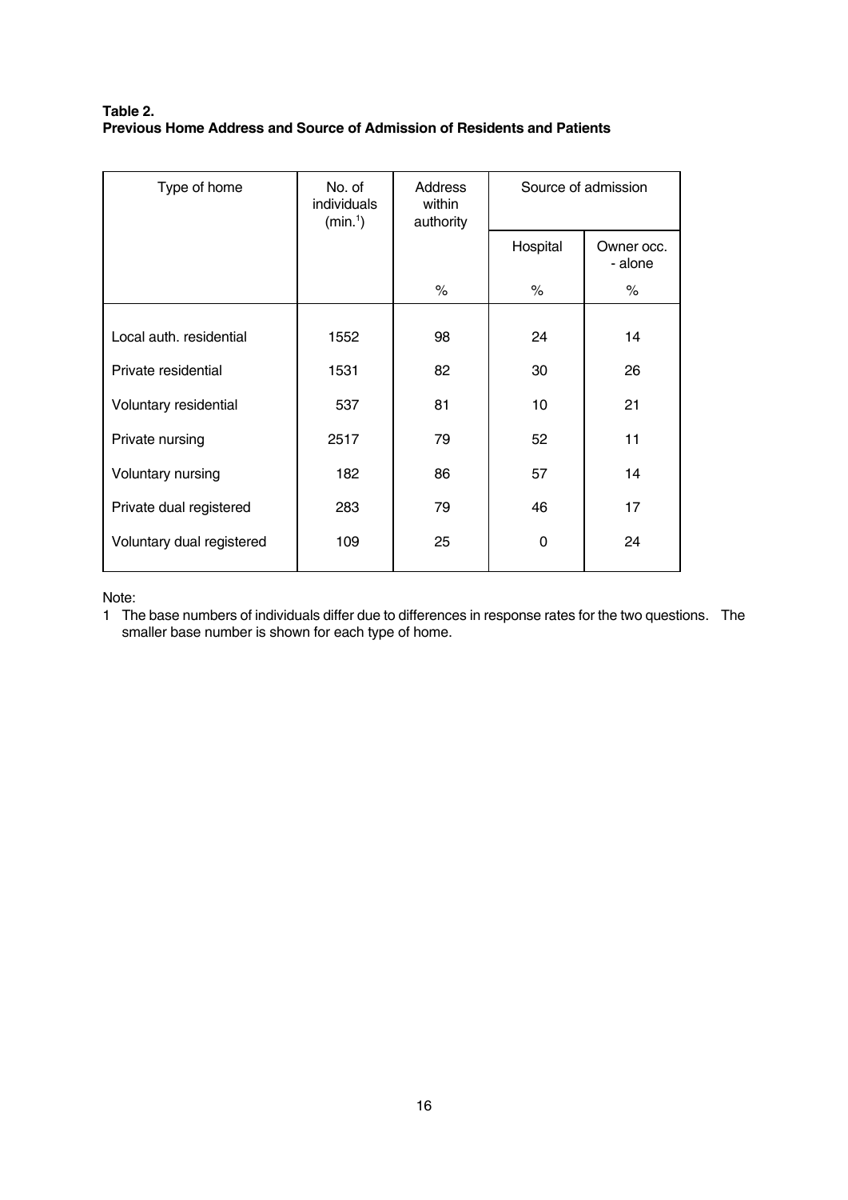**Table 2.**
**Previous Home Address and Source of Admission of Residents and Patients**

| Type of home | No. of individuals (min.[1]) | Address within authority | Source of admission | |
|---|---|---|---|---|
| | | | Hospital | Owner occ. - alone |
| | | % | % | % |
| Local auth. residential | 1552 | 98 | 24 | 14 |
| Private residential | 1531 | 82 | 30 | 26 |
| Voluntary residential | 537 | 81 | 10 | 21 |
| Private nursing | 2517 | 79 | 52 | 11 |
| Voluntary nursing | 182 | 86 | 57 | 14 |
| Private dual registered | 283 | 79 | 46 | 17 |
| Voluntary dual registered | 109 | 25 | 0 | 24 |

Note:

1 The base numbers of individuals differ due to differences in response rates for the two questions. The smaller base number is shown for each type of home.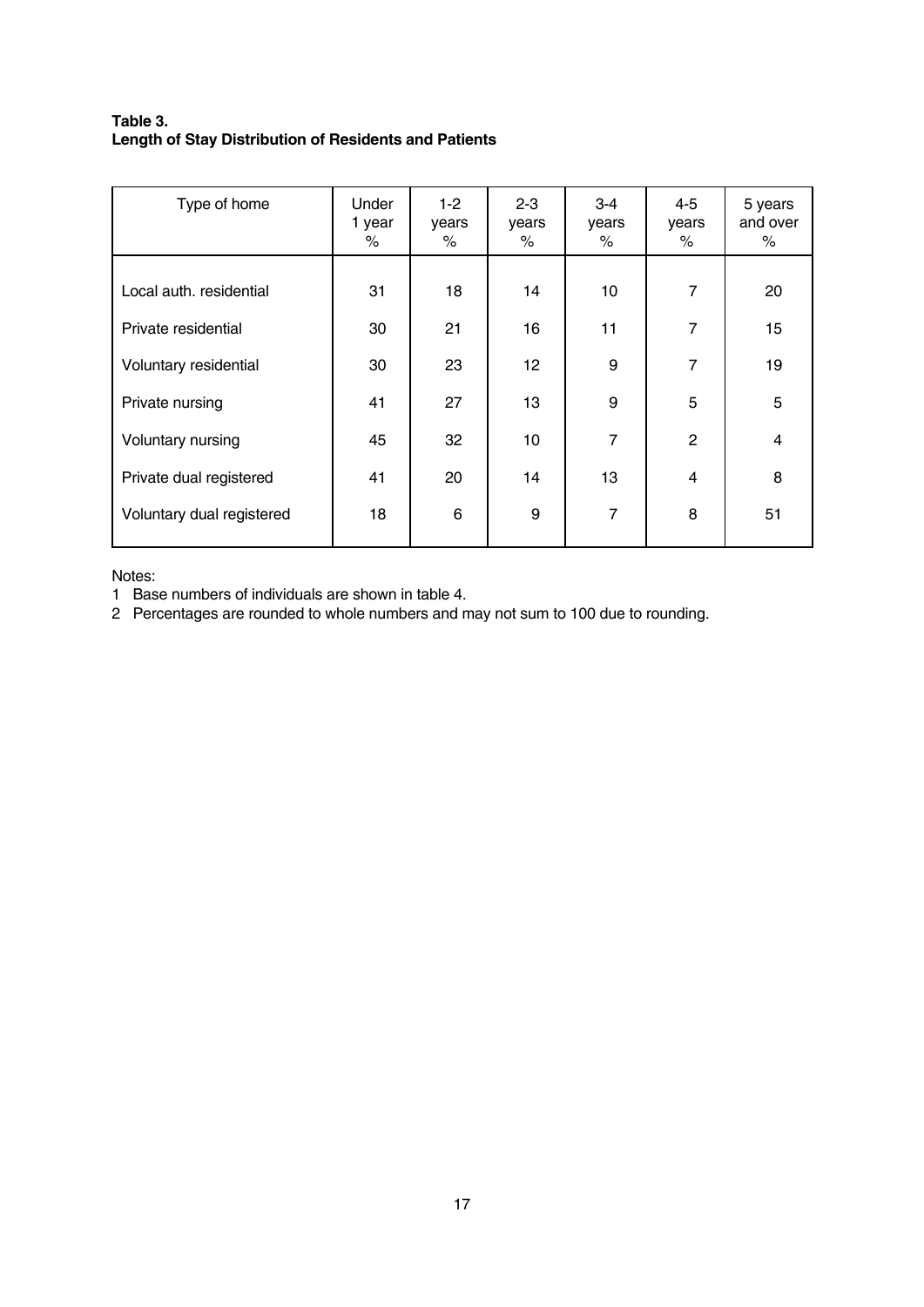**Table 3.**
**Length of Stay Distribution of Residents and Patients**

| Type of home | Under 1 year % | 1-2 years % | 2-3 years % | 3-4 years % | 4-5 years % | 5 years and over % |
|---|---|---|---|---|---|---|
| Local auth. residential | 31 | 18 | 14 | 10 | 7 | 20 |
| Private residential | 30 | 21 | 16 | 11 | 7 | 15 |
| Voluntary residential | 30 | 23 | 12 | 9 | 7 | 19 |
| Private nursing | 41 | 27 | 13 | 9 | 5 | 5 |
| Voluntary nursing | 45 | 32 | 10 | 7 | 2 | 4 |
| Private dual registered | 41 | 20 | 14 | 13 | 4 | 8 |
| Voluntary dual registered | 18 | 6 | 9 | 7 | 8 | 51 |

Notes:

1 Base numbers of individuals are shown in table 4.

2 Percentages are rounded to whole numbers and may not sum to 100 due to rounding.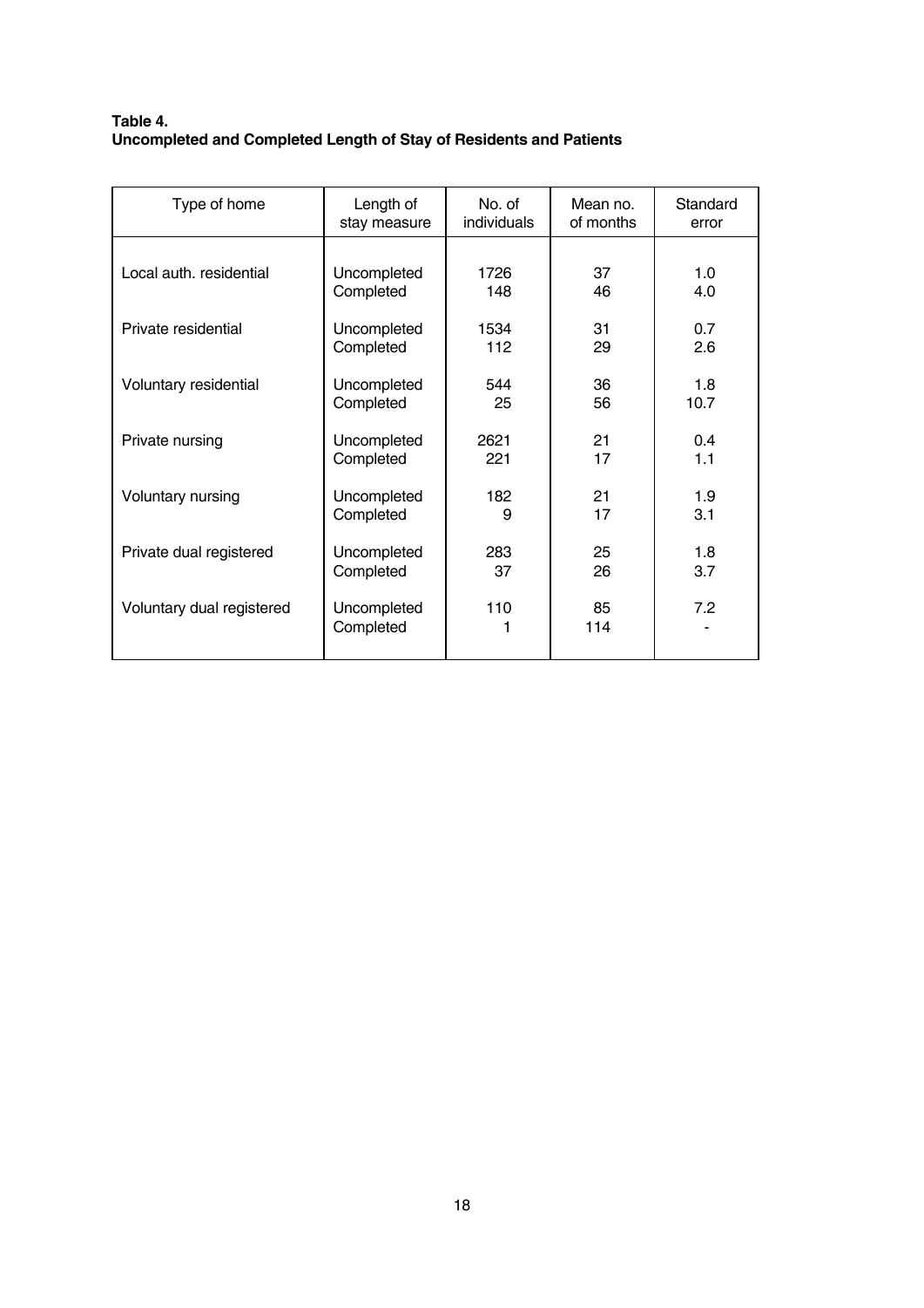**Table 4.**
**Uncompleted and Completed Length of Stay of Residents and Patients**

| Type of home | Length of stay measure | No. of individuals | Mean no. of months | Standard error |
|---|---|---|---|---|
| Local auth. residential | Uncompleted | 1726 | 37 | 1.0 |
| | Completed | 148 | 46 | 4.0 |
| Private residential | Uncompleted | 1534 | 31 | 0.7 |
| | Completed | 112 | 29 | 2.6 |
| Voluntary residential | Uncompleted | 544 | 36 | 1.8 |
| | Completed | 25 | 56 | 10.7 |
| Private nursing | Uncompleted | 2621 | 21 | 0.4 |
| | Completed | 221 | 17 | 1.1 |
| Voluntary nursing | Uncompleted | 182 | 21 | 1.9 |
| | Completed | 9 | 17 | 3.1 |
| Private dual registered | Uncompleted | 283 | 25 | 1.8 |
| | Completed | 37 | 26 | 3.7 |
| Voluntary dual registered | Uncompleted | 110 | 85 | 7.2 |
| | Completed | 1 | 114 | - |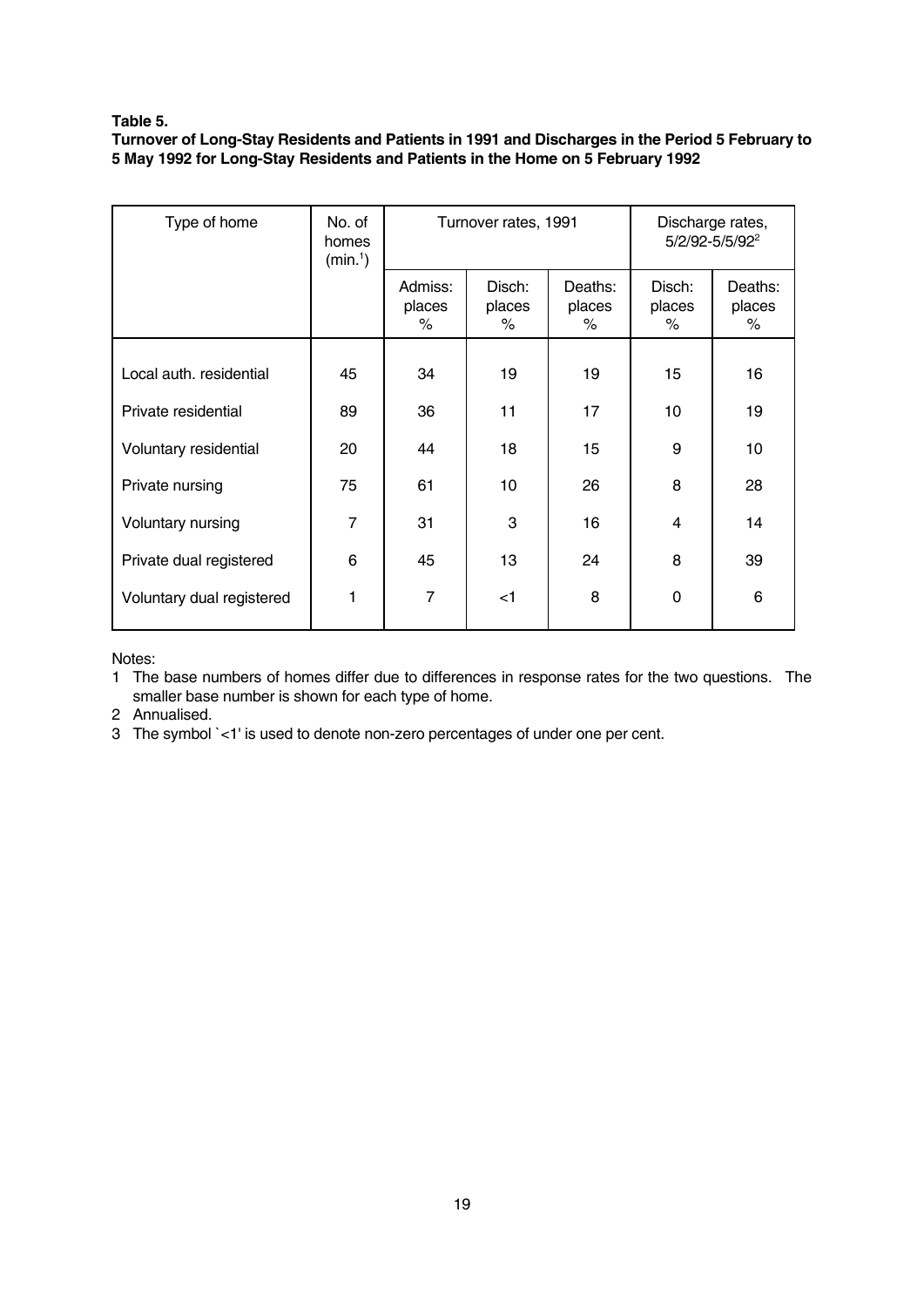**Table 5.**

**Turnover of Long-Stay Residents and Patients in 1991 and Discharges in the Period 5 February to 5 May 1992 for Long-Stay Residents and Patients in the Home on 5 February 1992**

| Type of home | No. of homes (min.[1]) | Turnover rates, 1991 | | | Discharge rates, 5/2/92-5/5/92[2] | |
|---|---|---|---|---|---|---|
| | | Admiss: places % | Disch: places % | Deaths: places % | Disch: places % | Deaths: places % |
| Local auth. residential | 45 | 34 | 19 | 19 | 15 | 16 |
| Private residential | 89 | 36 | 11 | 17 | 10 | 19 |
| Voluntary residential | 20 | 44 | 18 | 15 | 9 | 10 |
| Private nursing | 75 | 61 | 10 | 26 | 8 | 28 |
| Voluntary nursing | 7 | 31 | 3 | 16 | 4 | 14 |
| Private dual registered | 6 | 45 | 13 | 24 | 8 | 39 |
| Voluntary dual registered | 1 | 7 | <1 | 8 | 0 | 6 |

Notes:

1 The base numbers of homes differ due to differences in response rates for the two questions. The smaller base number is shown for each type of home.

2 Annualised.

3 The symbol `<1' is used to denote non-zero percentages of under one per cent.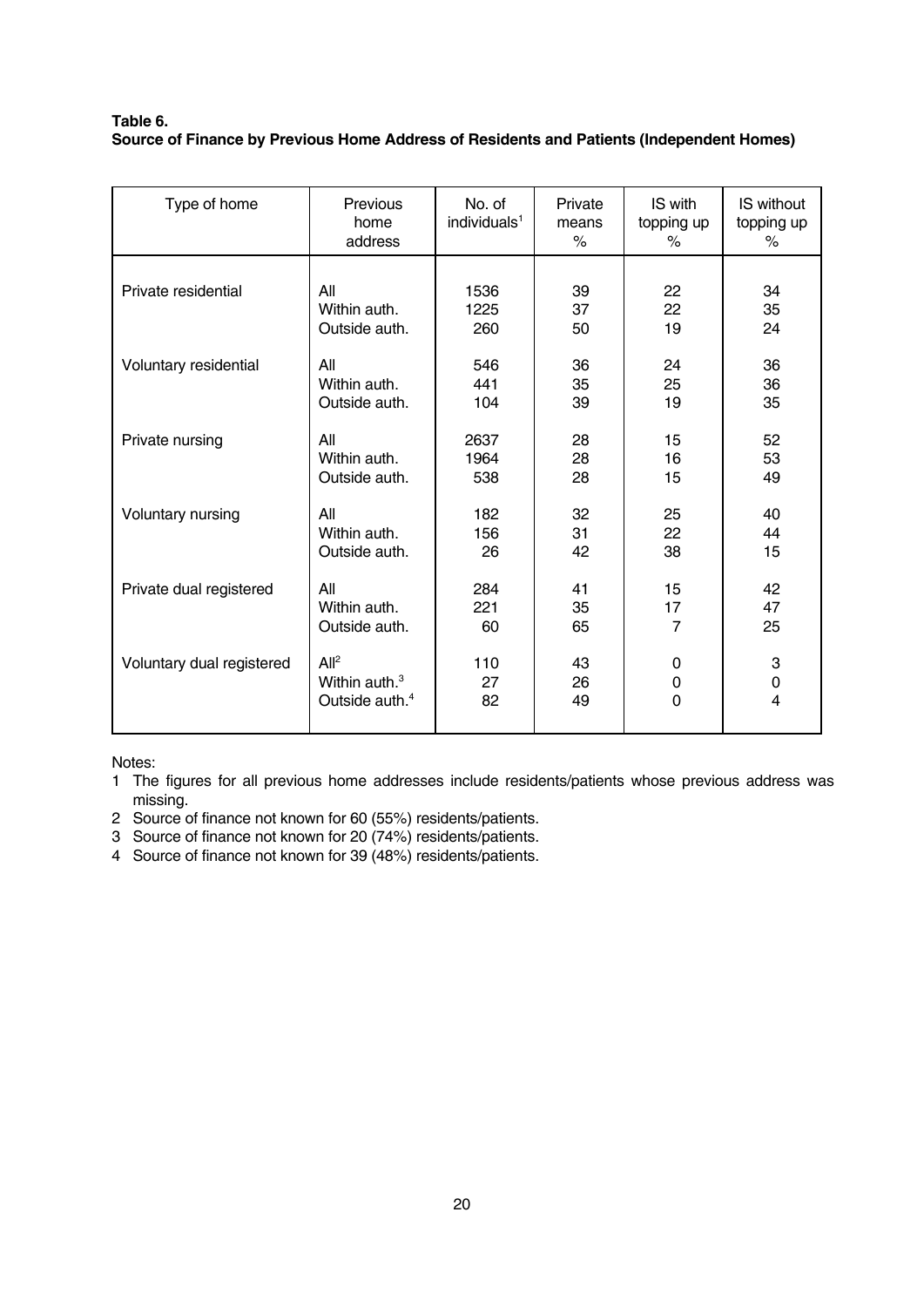**Table 6.**
**Source of Finance by Previous Home Address of Residents and Patients (Independent Homes)**

| Type of home | Previous home address | No. of individuals[1] | Private means % | IS with topping up % | IS without topping up % |
|---|---|---|---|---|---|
| Private residential | All | 1536 | 39 | 22 | 34 |
| | Within auth. | 1225 | 37 | 22 | 35 |
| | Outside auth. | 260 | 50 | 19 | 24 |
| Voluntary residential | All | 546 | 36 | 24 | 36 |
| | Within auth. | 441 | 35 | 25 | 36 |
| | Outside auth. | 104 | 39 | 19 | 35 |
| Private nursing | All | 2637 | 28 | 15 | 52 |
| | Within auth. | 1964 | 28 | 16 | 53 |
| | Outside auth. | 538 | 28 | 15 | 49 |
| Voluntary nursing | All | 182 | 32 | 25 | 40 |
| | Within auth. | 156 | 31 | 22 | 44 |
| | Outside auth. | 26 | 42 | 38 | 15 |
| Private dual registered | All | 284 | 41 | 15 | 42 |
| | Within auth. | 221 | 35 | 17 | 47 |
| | Outside auth. | 60 | 65 | 7 | 25 |
| Voluntary dual registered | All[2] | 110 | 43 | 0 | 3 |
| | Within auth.[3] | 27 | 26 | 0 | 0 |
| | Outside auth.[4] | 82 | 49 | 0 | 4 |

Notes:

1 The figures for all previous home addresses include residents/patients whose previous address was missing.

2 Source of finance not known for 60 (55%) residents/patients.

3 Source of finance not known for 20 (74%) residents/patients.

4 Source of finance not known for 39 (48%) residents/patients.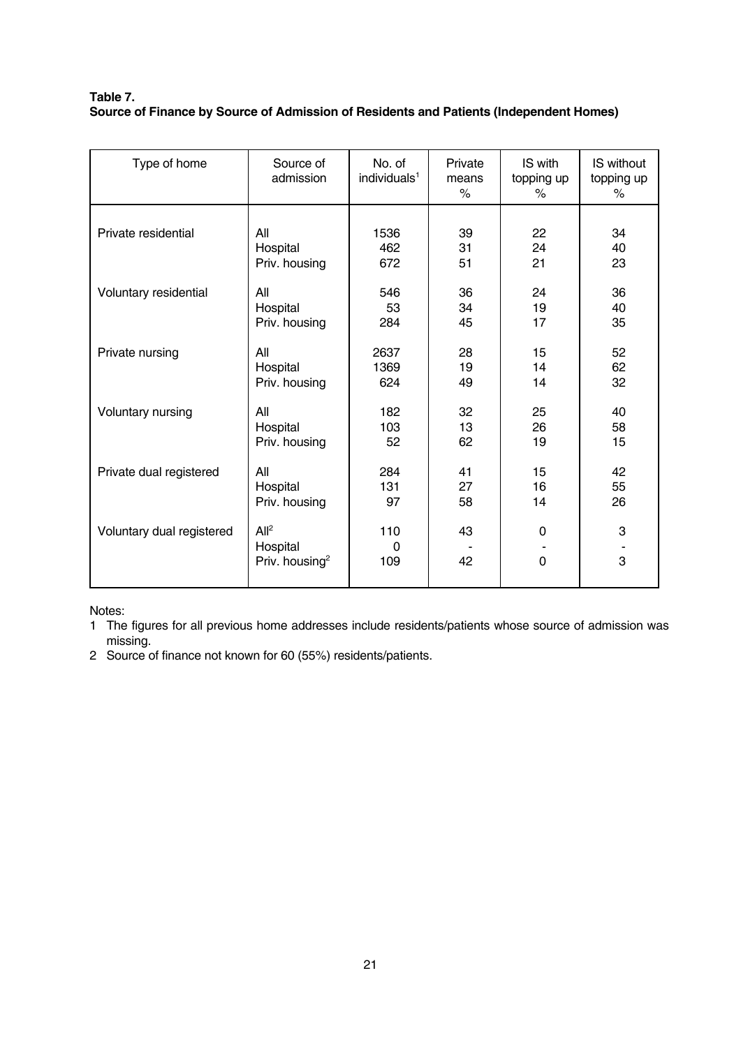**Table 7.**
**Source of Finance by Source of Admission of Residents and Patients (Independent Homes)**

| Type of home | Source of admission | No. of individuals[1] | Private means % | IS with topping up % | IS without topping up % |
|---|---|---|---|---|---|
| Private residential | All | 1536 | 39 | 22 | 34 |
| | Hospital | 462 | 31 | 24 | 40 |
| | Priv. housing | 672 | 51 | 21 | 23 |
| Voluntary residential | All | 546 | 36 | 24 | 36 |
| | Hospital | 53 | 34 | 19 | 40 |
| | Priv. housing | 284 | 45 | 17 | 35 |
| Private nursing | All | 2637 | 28 | 15 | 52 |
| | Hospital | 1369 | 19 | 14 | 62 |
| | Priv. housing | 624 | 49 | 14 | 32 |
| Voluntary nursing | All | 182 | 32 | 25 | 40 |
| | Hospital | 103 | 13 | 26 | 58 |
| | Priv. housing | 52 | 62 | 19 | 15 |
| Private dual registered | All | 284 | 41 | 15 | 42 |
| | Hospital | 131 | 27 | 16 | 55 |
| | Priv. housing | 97 | 58 | 14 | 26 |
| Voluntary dual registered | All[2] | 110 | 43 | 0 | 3 |
| | Hospital | 0 | - | - | - |
| | Priv. housing[2] | 109 | 42 | 0 | 3 |

Notes:

1 The figures for all previous home addresses include residents/patients whose source of admission was missing.

2 Source of finance not known for 60 (55%) residents/patients.